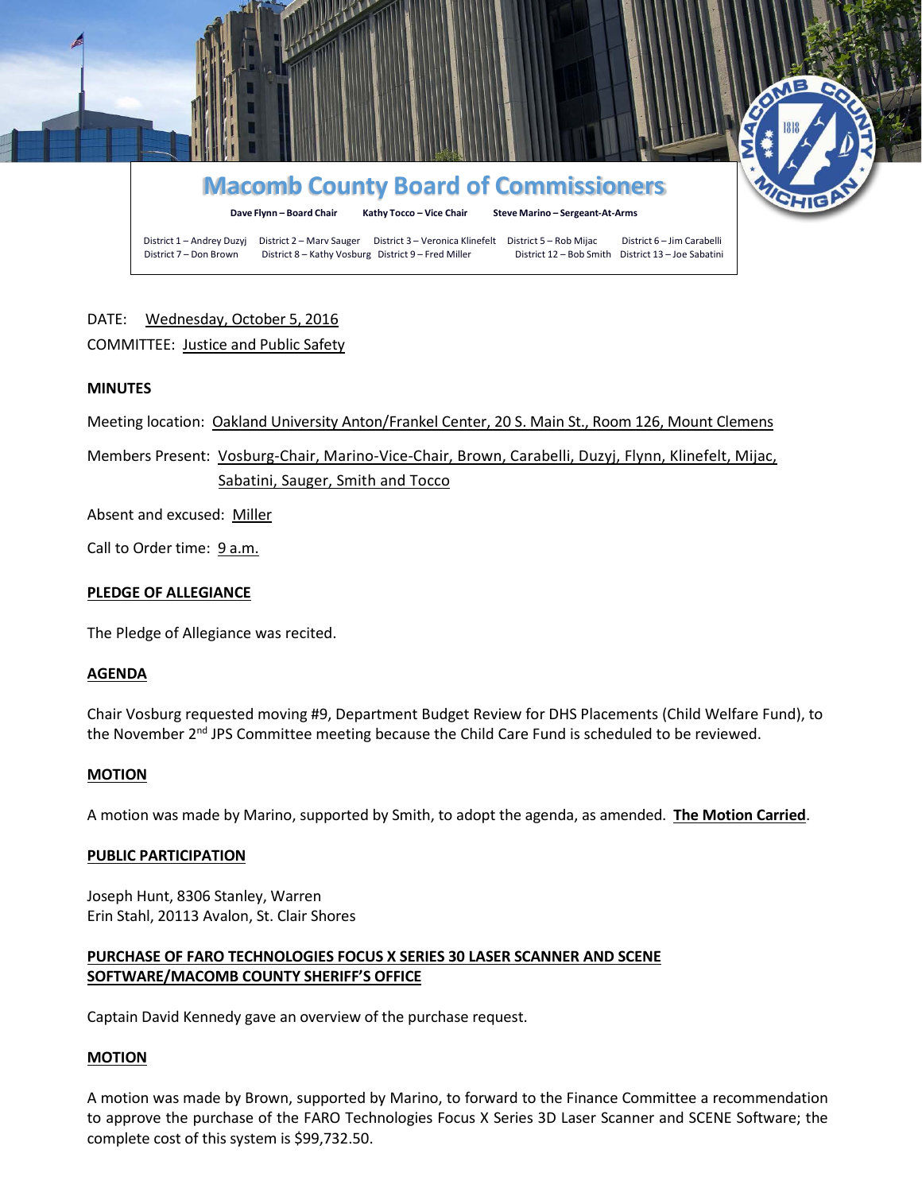# Macomb County Board of Commissioners

**Dave Flynn – Board Chair** **Kathy Tocco – Vice Chair** **Steve Marino – Sergeant-At-Arms**

District 1 – Andrey Duzyj District 2 – Marv Sauger District 3 – Veronica Klinefelt District 5 – Rob Mijac District 6 – Jim Carabelli
District 7 – Don Brown District 8 – Kathy Vosburg District 9 – Fred Miller District 12 – Bob Smith District 13 – Joe Sabatini

DATE: Wednesday, October 5, 2016

COMMITTEE: Justice and Public Safety

**MINUTES**

Meeting location: Oakland University Anton/Frankel Center, 20 S. Main St., Room 126, Mount Clemens

Members Present: Vosburg-Chair, Marino-Vice-Chair, Brown, Carabelli, Duzyj, Flynn, Klinefelt, Mijac, Sabatini, Sauger, Smith and Tocco

Absent and excused: Miller

Call to Order time: 9 a.m.

**PLEDGE OF ALLEGIANCE**

The Pledge of Allegiance was recited.

**AGENDA**

Chair Vosburg requested moving #9, Department Budget Review for DHS Placements (Child Welfare Fund), to the November 2nd JPS Committee meeting because the Child Care Fund is scheduled to be reviewed.

**MOTION**

A motion was made by Marino, supported by Smith, to adopt the agenda, as amended. **The Motion Carried**.

**PUBLIC PARTICIPATION**

Joseph Hunt, 8306 Stanley, Warren
Erin Stahl, 20113 Avalon, St. Clair Shores

**PURCHASE OF FARO TECHNOLOGIES FOCUS X SERIES 30 LASER SCANNER AND SCENE SOFTWARE/MACOMB COUNTY SHERIFF'S OFFICE**

Captain David Kennedy gave an overview of the purchase request.

**MOTION**

A motion was made by Brown, supported by Marino, to forward to the Finance Committee a recommendation to approve the purchase of the FARO Technologies Focus X Series 3D Laser Scanner and SCENE Software; the complete cost of this system is $99,732.50.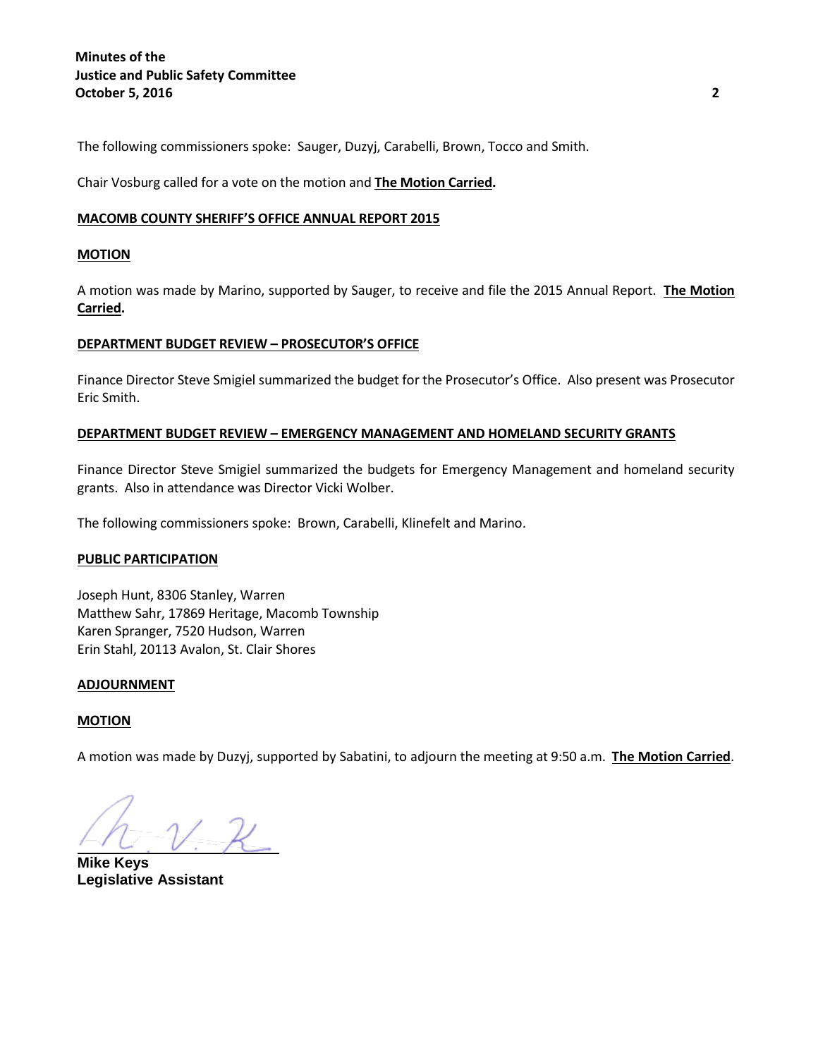The following commissioners spoke: Sauger, Duzyj, Carabelli, Brown, Tocco and Smith.

Chair Vosburg called for a vote on the motion and **The Motion Carried.**

**MACOMB COUNTY SHERIFF'S OFFICE ANNUAL REPORT 2015**

**MOTION**

A motion was made by Marino, supported by Sauger, to receive and file the 2015 Annual Report. **The Motion Carried.**

**DEPARTMENT BUDGET REVIEW – PROSECUTOR'S OFFICE**

Finance Director Steve Smigiel summarized the budget for the Prosecutor's Office. Also present was Prosecutor Eric Smith.

**DEPARTMENT BUDGET REVIEW – EMERGENCY MANAGEMENT AND HOMELAND SECURITY GRANTS**

Finance Director Steve Smigiel summarized the budgets for Emergency Management and homeland security grants. Also in attendance was Director Vicki Wolber.

The following commissioners spoke: Brown, Carabelli, Klinefelt and Marino.

**PUBLIC PARTICIPATION**

Joseph Hunt, 8306 Stanley, Warren
Matthew Sahr, 17869 Heritage, Macomb Township
Karen Spranger, 7520 Hudson, Warren
Erin Stahl, 20113 Avalon, St. Clair Shores

**ADJOURNMENT**

**MOTION**

A motion was made by Duzyj, supported by Sabatini, to adjourn the meeting at 9:50 a.m. **The Motion Carried**.

**Mike Keys**
**Legislative Assistant**